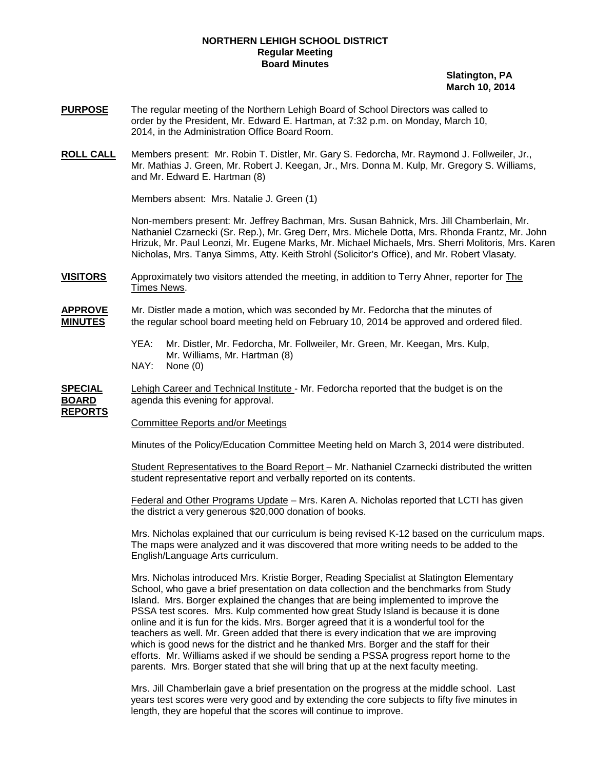**NORTHERN LEHIGH SCHOOL DISTRICT**
**Regular Meeting**
**Board Minutes**

**Slatington, PA**
**March 10, 2014**

**PURPOSE** The regular meeting of the Northern Lehigh Board of School Directors was called to order by the President, Mr. Edward E. Hartman, at 7:32 p.m. on Monday, March 10, 2014, in the Administration Office Board Room.

**ROLL CALL** Members present: Mr. Robin T. Distler, Mr. Gary S. Fedorcha, Mr. Raymond J. Follweiler, Jr., Mr. Mathias J. Green, Mr. Robert J. Keegan, Jr., Mrs. Donna M. Kulp, Mr. Gregory S. Williams, and Mr. Edward E. Hartman (8)

Members absent: Mrs. Natalie J. Green (1)

Non-members present: Mr. Jeffrey Bachman, Mrs. Susan Bahnick, Mrs. Jill Chamberlain, Mr. Nathaniel Czarnecki (Sr. Rep.), Mr. Greg Derr, Mrs. Michele Dotta, Mrs. Rhonda Frantz, Mr. John Hrizuk, Mr. Paul Leonzi, Mr. Eugene Marks, Mr. Michael Michaels, Mrs. Sherri Molitoris, Mrs. Karen Nicholas, Mrs. Tanya Simms, Atty. Keith Strohl (Solicitor's Office), and Mr. Robert Vlasaty.

**VISITORS** Approximately two visitors attended the meeting, in addition to Terry Ahner, reporter for The Times News.

**APPROVE MINUTES** Mr. Distler made a motion, which was seconded by Mr. Fedorcha that the minutes of the regular school board meeting held on February 10, 2014 be approved and ordered filed.

YEA: Mr. Distler, Mr. Fedorcha, Mr. Follweiler, Mr. Green, Mr. Keegan, Mrs. Kulp, Mr. Williams, Mr. Hartman (8)
NAY: None (0)

**SPECIAL BOARD REPORTS** Lehigh Career and Technical Institute - Mr. Fedorcha reported that the budget is on the agenda this evening for approval.

Committee Reports and/or Meetings

Minutes of the Policy/Education Committee Meeting held on March 3, 2014 were distributed.

Student Representatives to the Board Report – Mr. Nathaniel Czarnecki distributed the written student representative report and verbally reported on its contents.

Federal and Other Programs Update – Mrs. Karen A. Nicholas reported that LCTI has given the district a very generous $20,000 donation of books.

Mrs. Nicholas explained that our curriculum is being revised K-12 based on the curriculum maps. The maps were analyzed and it was discovered that more writing needs to be added to the English/Language Arts curriculum.

Mrs. Nicholas introduced Mrs. Kristie Borger, Reading Specialist at Slatington Elementary School, who gave a brief presentation on data collection and the benchmarks from Study Island. Mrs. Borger explained the changes that are being implemented to improve the PSSA test scores. Mrs. Kulp commented how great Study Island is because it is done online and it is fun for the kids. Mrs. Borger agreed that it is a wonderful tool for the teachers as well. Mr. Green added that there is every indication that we are improving which is good news for the district and he thanked Mrs. Borger and the staff for their efforts. Mr. Williams asked if we should be sending a PSSA progress report home to the parents. Mrs. Borger stated that she will bring that up at the next faculty meeting.

Mrs. Jill Chamberlain gave a brief presentation on the progress at the middle school. Last years test scores were very good and by extending the core subjects to fifty five minutes in length, they are hopeful that the scores will continue to improve.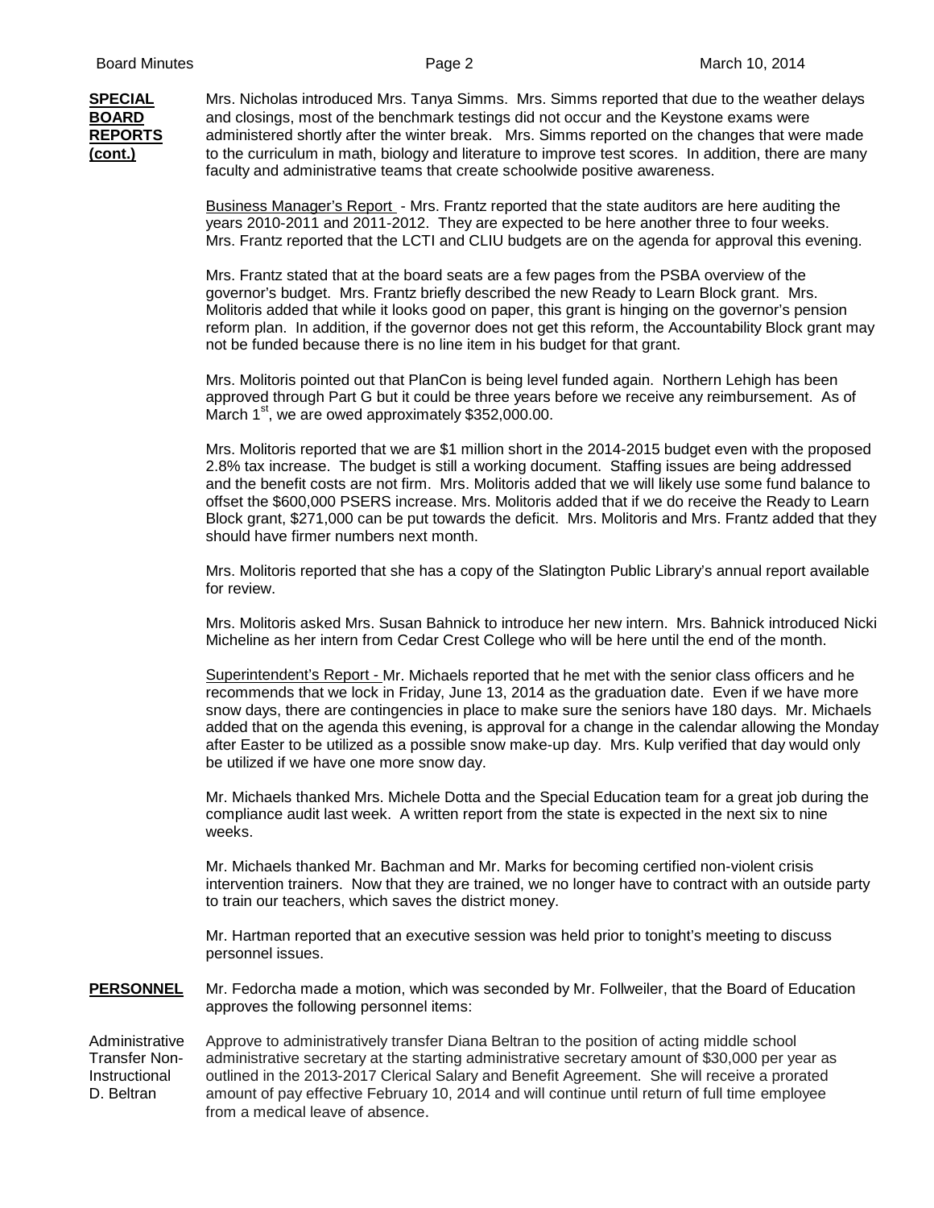**SPECIAL BOARD REPORTS (cont.)**

Mrs. Nicholas introduced Mrs. Tanya Simms. Mrs. Simms reported that due to the weather delays and closings, most of the benchmark testings did not occur and the Keystone exams were administered shortly after the winter break. Mrs. Simms reported on the changes that were made to the curriculum in math, biology and literature to improve test scores. In addition, there are many faculty and administrative teams that create schoolwide positive awareness.

Business Manager's Report - Mrs. Frantz reported that the state auditors are here auditing the years 2010-2011 and 2011-2012. They are expected to be here another three to four weeks. Mrs. Frantz reported that the LCTI and CLIU budgets are on the agenda for approval this evening.

Mrs. Frantz stated that at the board seats are a few pages from the PSBA overview of the governor's budget. Mrs. Frantz briefly described the new Ready to Learn Block grant. Mrs. Molitoris added that while it looks good on paper, this grant is hinging on the governor's pension reform plan. In addition, if the governor does not get this reform, the Accountability Block grant may not be funded because there is no line item in his budget for that grant.

Mrs. Molitoris pointed out that PlanCon is being level funded again. Northern Lehigh has been approved through Part G but it could be three years before we receive any reimbursement. As of March 1st, we are owed approximately $352,000.00.

Mrs. Molitoris reported that we are $1 million short in the 2014-2015 budget even with the proposed 2.8% tax increase. The budget is still a working document. Staffing issues are being addressed and the benefit costs are not firm. Mrs. Molitoris added that we will likely use some fund balance to offset the $600,000 PSERS increase. Mrs. Molitoris added that if we do receive the Ready to Learn Block grant, $271,000 can be put towards the deficit. Mrs. Molitoris and Mrs. Frantz added that they should have firmer numbers next month.

Mrs. Molitoris reported that she has a copy of the Slatington Public Library's annual report available for review.

Mrs. Molitoris asked Mrs. Susan Bahnick to introduce her new intern. Mrs. Bahnick introduced Nicki Micheline as her intern from Cedar Crest College who will be here until the end of the month.

Superintendent's Report - Mr. Michaels reported that he met with the senior class officers and he recommends that we lock in Friday, June 13, 2014 as the graduation date. Even if we have more snow days, there are contingencies in place to make sure the seniors have 180 days. Mr. Michaels added that on the agenda this evening, is approval for a change in the calendar allowing the Monday after Easter to be utilized as a possible snow make-up day. Mrs. Kulp verified that day would only be utilized if we have one more snow day.

Mr. Michaels thanked Mrs. Michele Dotta and the Special Education team for a great job during the compliance audit last week. A written report from the state is expected in the next six to nine weeks.

Mr. Michaels thanked Mr. Bachman and Mr. Marks for becoming certified non-violent crisis intervention trainers. Now that they are trained, we no longer have to contract with an outside party to train our teachers, which saves the district money.

Mr. Hartman reported that an executive session was held prior to tonight's meeting to discuss personnel issues.

**PERSONNEL**

Mr. Fedorcha made a motion, which was seconded by Mr. Follweiler, that the Board of Education approves the following personnel items:

Administrative Transfer Non-Instructional D. Beltran

Approve to administratively transfer Diana Beltran to the position of acting middle school administrative secretary at the starting administrative secretary amount of $30,000 per year as outlined in the 2013-2017 Clerical Salary and Benefit Agreement. She will receive a prorated amount of pay effective February 10, 2014 and will continue until return of full time employee from a medical leave of absence.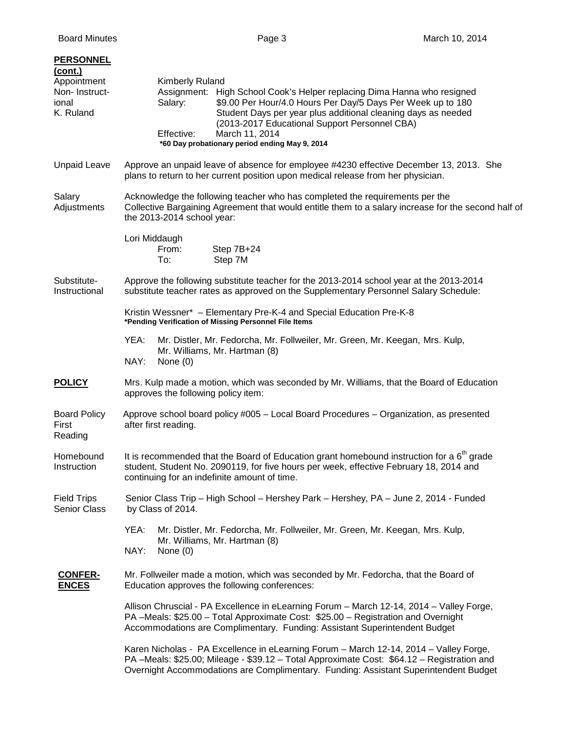**PERSONNEL (cont.)**

Appointment Non- Instructional K. Ruland

Kimberly Ruland
Assignment: High School Cook's Helper replacing Dima Hanna who resigned
Salary: $9.00 Per Hour/4.0 Hours Per Day/5 Days Per Week up to 180 Student Days per year plus additional cleaning days as needed (2013-2017 Educational Support Personnel CBA)
Effective: March 11, 2014
**\*60 Day probationary period ending May 9, 2014**

Unpaid Leave

Approve an unpaid leave of absence for employee #4230 effective December 13, 2013. She plans to return to her current position upon medical release from her physician.

Salary Adjustments

Acknowledge the following teacher who has completed the requirements per the Collective Bargaining Agreement that would entitle them to a salary increase for the second half of the 2013-2014 school year:

Lori Middaugh
From: Step 7B+24
To: Step 7M

Substitute- Instructional

Approve the following substitute teacher for the 2013-2014 school year at the 2013-2014 substitute teacher rates as approved on the Supplementary Personnel Salary Schedule:

Kristin Wessner* – Elementary Pre-K-4 and Special Education Pre-K-8
**\*Pending Verification of Missing Personnel File Items**

YEA: Mr. Distler, Mr. Fedorcha, Mr. Follweiler, Mr. Green, Mr. Keegan, Mrs. Kulp, Mr. Williams, Mr. Hartman (8)
NAY: None (0)

**POLICY**

Mrs. Kulp made a motion, which was seconded by Mr. Williams, that the Board of Education approves the following policy item:

Board Policy First Reading

Approve school board policy #005 – Local Board Procedures – Organization, as presented after first reading.

Homebound Instruction

It is recommended that the Board of Education grant homebound instruction for a 6th grade student, Student No. 2090119, for five hours per week, effective February 18, 2014 and continuing for an indefinite amount of time.

Field Trips Senior Class

Senior Class Trip – High School – Hershey Park – Hershey, PA – June 2, 2014 - Funded by Class of 2014.

YEA: Mr. Distler, Mr. Fedorcha, Mr. Follweiler, Mr. Green, Mr. Keegan, Mrs. Kulp, Mr. Williams, Mr. Hartman (8)
NAY: None (0)

**CONFERENCES**

Mr. Follweiler made a motion, which was seconded by Mr. Fedorcha, that the Board of Education approves the following conferences:

Allison Chruscial - PA Excellence in eLearning Forum – March 12-14, 2014 – Valley Forge, PA –Meals: $25.00 – Total Approximate Cost: $25.00 – Registration and Overnight Accommodations are Complimentary. Funding: Assistant Superintendent Budget

Karen Nicholas - PA Excellence in eLearning Forum – March 12-14, 2014 – Valley Forge, PA –Meals: $25.00; Mileage - $39.12 – Total Approximate Cost: $64.12 – Registration and Overnight Accommodations are Complimentary. Funding: Assistant Superintendent Budget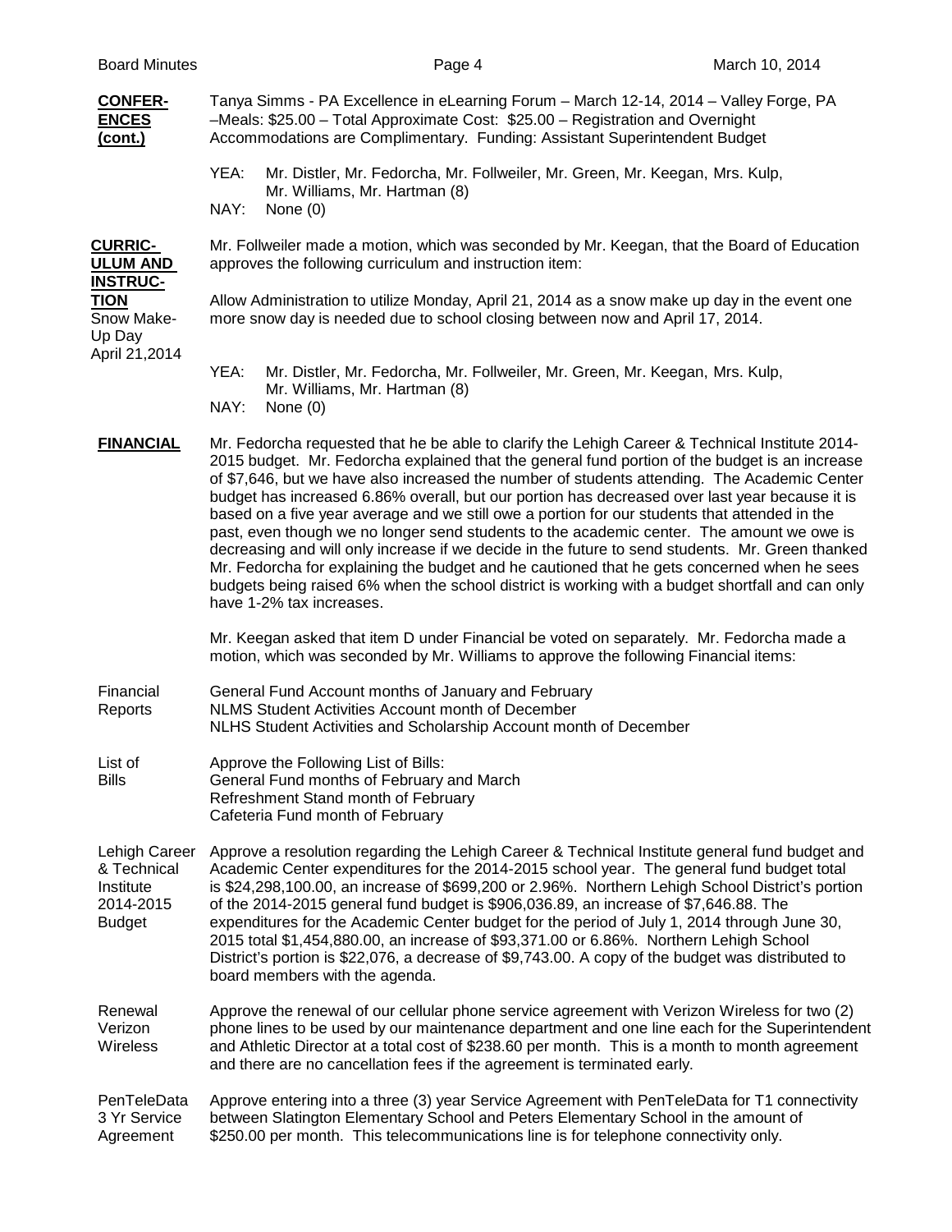**CONFERENCES (cont.)**

Tanya Simms - PA Excellence in eLearning Forum – March 12-14, 2014 – Valley Forge, PA –Meals: $25.00 – Total Approximate Cost: $25.00 – Registration and Overnight Accommodations are Complimentary. Funding: Assistant Superintendent Budget

YEA: Mr. Distler, Mr. Fedorcha, Mr. Follweiler, Mr. Green, Mr. Keegan, Mrs. Kulp, Mr. Williams, Mr. Hartman (8)
NAY: None (0)

**CURRICULUM AND INSTRUCTION**

Snow Make-Up Day April 21,2014

Mr. Follweiler made a motion, which was seconded by Mr. Keegan, that the Board of Education approves the following curriculum and instruction item:

Allow Administration to utilize Monday, April 21, 2014 as a snow make up day in the event one more snow day is needed due to school closing between now and April 17, 2014.

YEA: Mr. Distler, Mr. Fedorcha, Mr. Follweiler, Mr. Green, Mr. Keegan, Mrs. Kulp, Mr. Williams, Mr. Hartman (8)
NAY: None (0)

**FINANCIAL**

Mr. Fedorcha requested that he be able to clarify the Lehigh Career & Technical Institute 2014-2015 budget. Mr. Fedorcha explained that the general fund portion of the budget is an increase of $7,646, but we have also increased the number of students attending. The Academic Center budget has increased 6.86% overall, but our portion has decreased over last year because it is based on a five year average and we still owe a portion for our students that attended in the past, even though we no longer send students to the academic center. The amount we owe is decreasing and will only increase if we decide in the future to send students. Mr. Green thanked Mr. Fedorcha for explaining the budget and he cautioned that he gets concerned when he sees budgets being raised 6% when the school district is working with a budget shortfall and can only have 1-2% tax increases.

Mr. Keegan asked that item D under Financial be voted on separately. Mr. Fedorcha made a motion, which was seconded by Mr. Williams to approve the following Financial items:

Financial Reports

General Fund Account months of January and February
NLMS Student Activities Account month of December
NLHS Student Activities and Scholarship Account month of December

List of Bills

Approve the Following List of Bills:
General Fund months of February and March
Refreshment Stand month of February
Cafeteria Fund month of February

Lehigh Career & Technical Institute 2014-2015 Budget

Approve a resolution regarding the Lehigh Career & Technical Institute general fund budget and Academic Center expenditures for the 2014-2015 school year. The general fund budget total is $24,298,100.00, an increase of $699,200 or 2.96%. Northern Lehigh School District's portion of the 2014-2015 general fund budget is $906,036.89, an increase of $7,646.88. The expenditures for the Academic Center budget for the period of July 1, 2014 through June 30, 2015 total $1,454,880.00, an increase of $93,371.00 or 6.86%. Northern Lehigh School District's portion is $22,076, a decrease of $9,743.00. A copy of the budget was distributed to board members with the agenda.

Renewal Verizon Wireless

Approve the renewal of our cellular phone service agreement with Verizon Wireless for two (2) phone lines to be used by our maintenance department and one line each for the Superintendent and Athletic Director at a total cost of $238.60 per month. This is a month to month agreement and there are no cancellation fees if the agreement is terminated early.

PenTeleData 3 Yr Service Agreement

Approve entering into a three (3) year Service Agreement with PenTeleData for T1 connectivity between Slatington Elementary School and Peters Elementary School in the amount of $250.00 per month. This telecommunications line is for telephone connectivity only.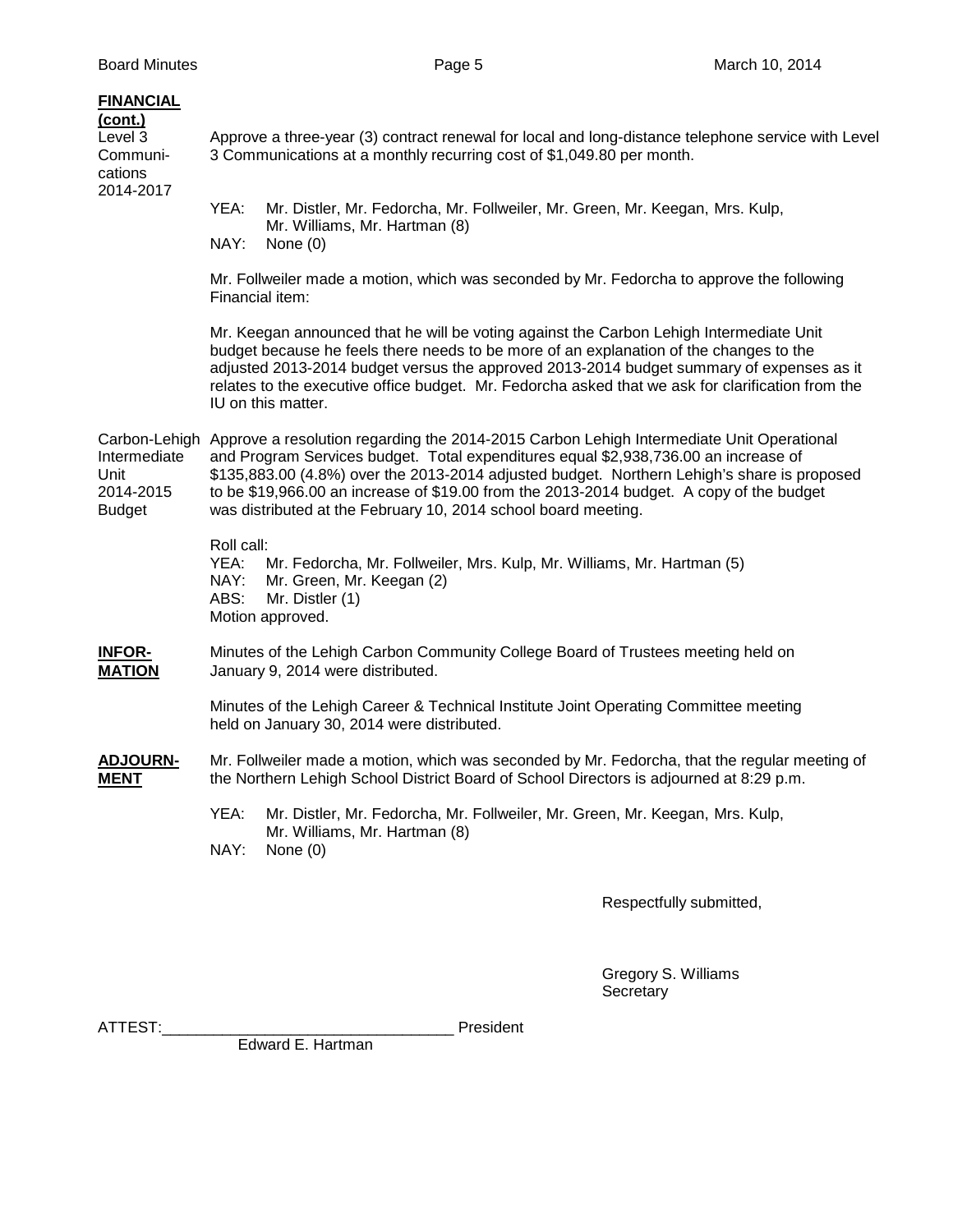**FINANCIAL (cont.)**

Level 3 Communications 2014-2017

Approve a three-year (3) contract renewal for local and long-distance telephone service with Level 3 Communications at a monthly recurring cost of $1,049.80 per month.

YEA: Mr. Distler, Mr. Fedorcha, Mr. Follweiler, Mr. Green, Mr. Keegan, Mrs. Kulp, Mr. Williams, Mr. Hartman (8)
NAY: None (0)

Mr. Follweiler made a motion, which was seconded by Mr. Fedorcha to approve the following Financial item:

Mr. Keegan announced that he will be voting against the Carbon Lehigh Intermediate Unit budget because he feels there needs to be more of an explanation of the changes to the adjusted 2013-2014 budget versus the approved 2013-2014 budget summary of expenses as it relates to the executive office budget. Mr. Fedorcha asked that we ask for clarification from the IU on this matter.

Carbon-Lehigh Intermediate Unit 2014-2015 Budget

Approve a resolution regarding the 2014-2015 Carbon Lehigh Intermediate Unit Operational and Program Services budget. Total expenditures equal $2,938,736.00 an increase of $135,883.00 (4.8%) over the 2013-2014 adjusted budget. Northern Lehigh's share is proposed to be $19,966.00 an increase of $19.00 from the 2013-2014 budget. A copy of the budget was distributed at the February 10, 2014 school board meeting.

Roll call:
YEA: Mr. Fedorcha, Mr. Follweiler, Mrs. Kulp, Mr. Williams, Mr. Hartman (5)
NAY: Mr. Green, Mr. Keegan (2)
ABS: Mr. Distler (1)
Motion approved.

**INFORMATION**

Minutes of the Lehigh Carbon Community College Board of Trustees meeting held on January 9, 2014 were distributed.

Minutes of the Lehigh Career & Technical Institute Joint Operating Committee meeting held on January 30, 2014 were distributed.

**ADJOURNMENT**

Mr. Follweiler made a motion, which was seconded by Mr. Fedorcha, that the regular meeting of the Northern Lehigh School District Board of School Directors is adjourned at 8:29 p.m.

YEA: Mr. Distler, Mr. Fedorcha, Mr. Follweiler, Mr. Green, Mr. Keegan, Mrs. Kulp, Mr. Williams, Mr. Hartman (8)
NAY: None (0)

Respectfully submitted,

Gregory S. Williams
Secretary

ATTEST:_________________________________ President
Edward E. Hartman